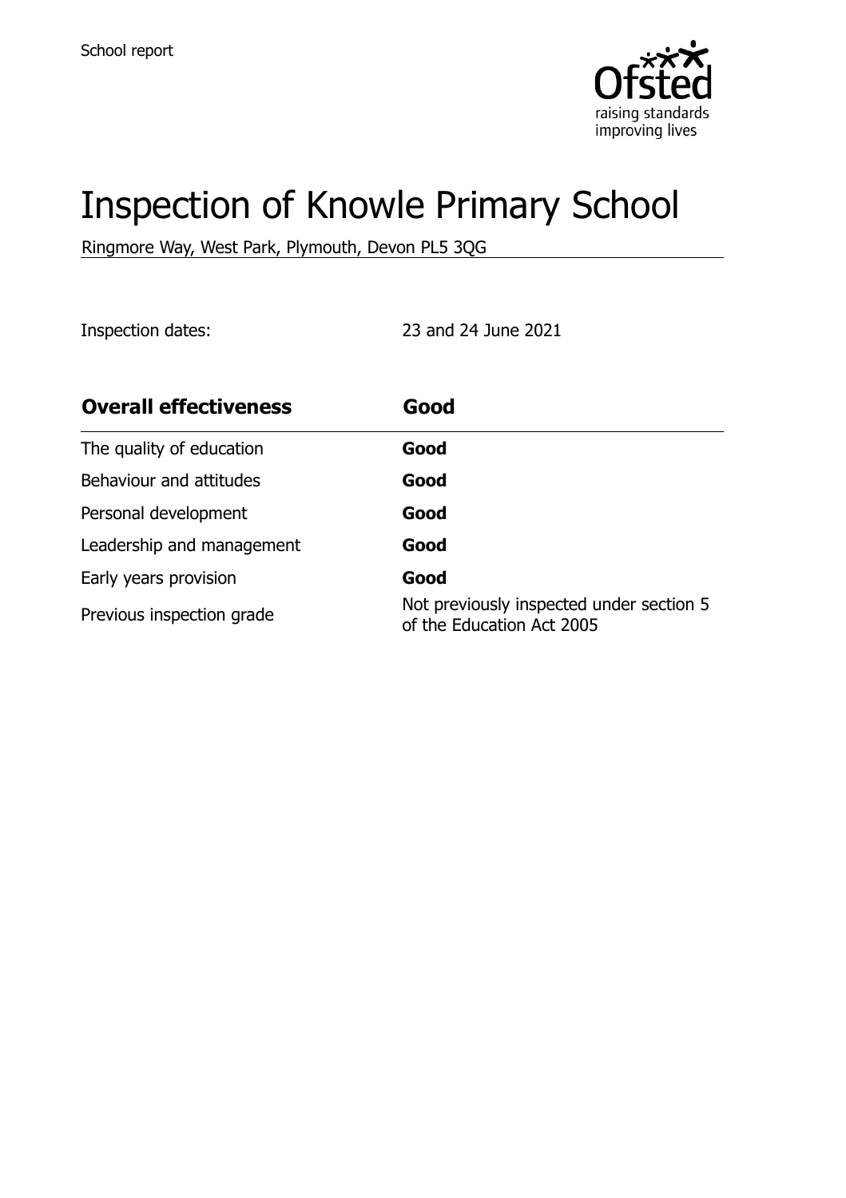School report

# Inspection of Knowle Primary School

Ringmore Way, West Park, Plymouth, Devon PL5 3QG

Inspection dates: 23 and 24 June 2021

| **Overall effectiveness** | **Good** |
| --- | --- |
| The quality of education | **Good** |
| Behaviour and attitudes | **Good** |
| Personal development | **Good** |
| Leadership and management | **Good** |
| Early years provision | **Good** |
| Previous inspection grade | Not previously inspected under section 5 of the Education Act 2005 |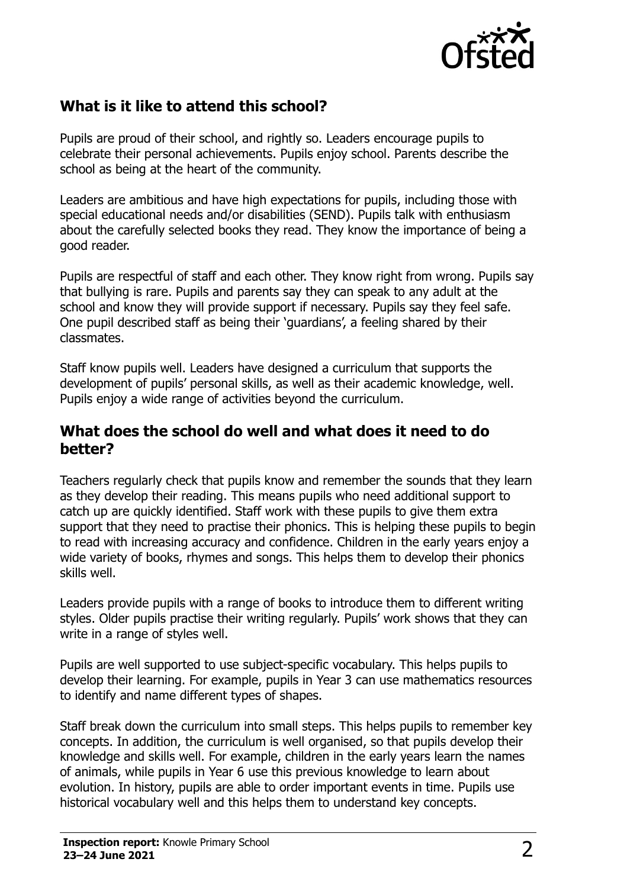## What is it like to attend this school?

Pupils are proud of their school, and rightly so. Leaders encourage pupils to celebrate their personal achievements. Pupils enjoy school. Parents describe the school as being at the heart of the community.

Leaders are ambitious and have high expectations for pupils, including those with special educational needs and/or disabilities (SEND). Pupils talk with enthusiasm about the carefully selected books they read. They know the importance of being a good reader.

Pupils are respectful of staff and each other. They know right from wrong. Pupils say that bullying is rare. Pupils and parents say they can speak to any adult at the school and know they will provide support if necessary. Pupils say they feel safe. One pupil described staff as being their 'guardians', a feeling shared by their classmates.

Staff know pupils well. Leaders have designed a curriculum that supports the development of pupils' personal skills, as well as their academic knowledge, well. Pupils enjoy a wide range of activities beyond the curriculum.

## What does the school do well and what does it need to do better?

Teachers regularly check that pupils know and remember the sounds that they learn as they develop their reading. This means pupils who need additional support to catch up are quickly identified. Staff work with these pupils to give them extra support that they need to practise their phonics. This is helping these pupils to begin to read with increasing accuracy and confidence. Children in the early years enjoy a wide variety of books, rhymes and songs. This helps them to develop their phonics skills well.

Leaders provide pupils with a range of books to introduce them to different writing styles. Older pupils practise their writing regularly. Pupils' work shows that they can write in a range of styles well.

Pupils are well supported to use subject-specific vocabulary. This helps pupils to develop their learning. For example, pupils in Year 3 can use mathematics resources to identify and name different types of shapes.

Staff break down the curriculum into small steps. This helps pupils to remember key concepts. In addition, the curriculum is well organised, so that pupils develop their knowledge and skills well. For example, children in the early years learn the names of animals, while pupils in Year 6 use this previous knowledge to learn about evolution. In history, pupils are able to order important events in time. Pupils use historical vocabulary well and this helps them to understand key concepts.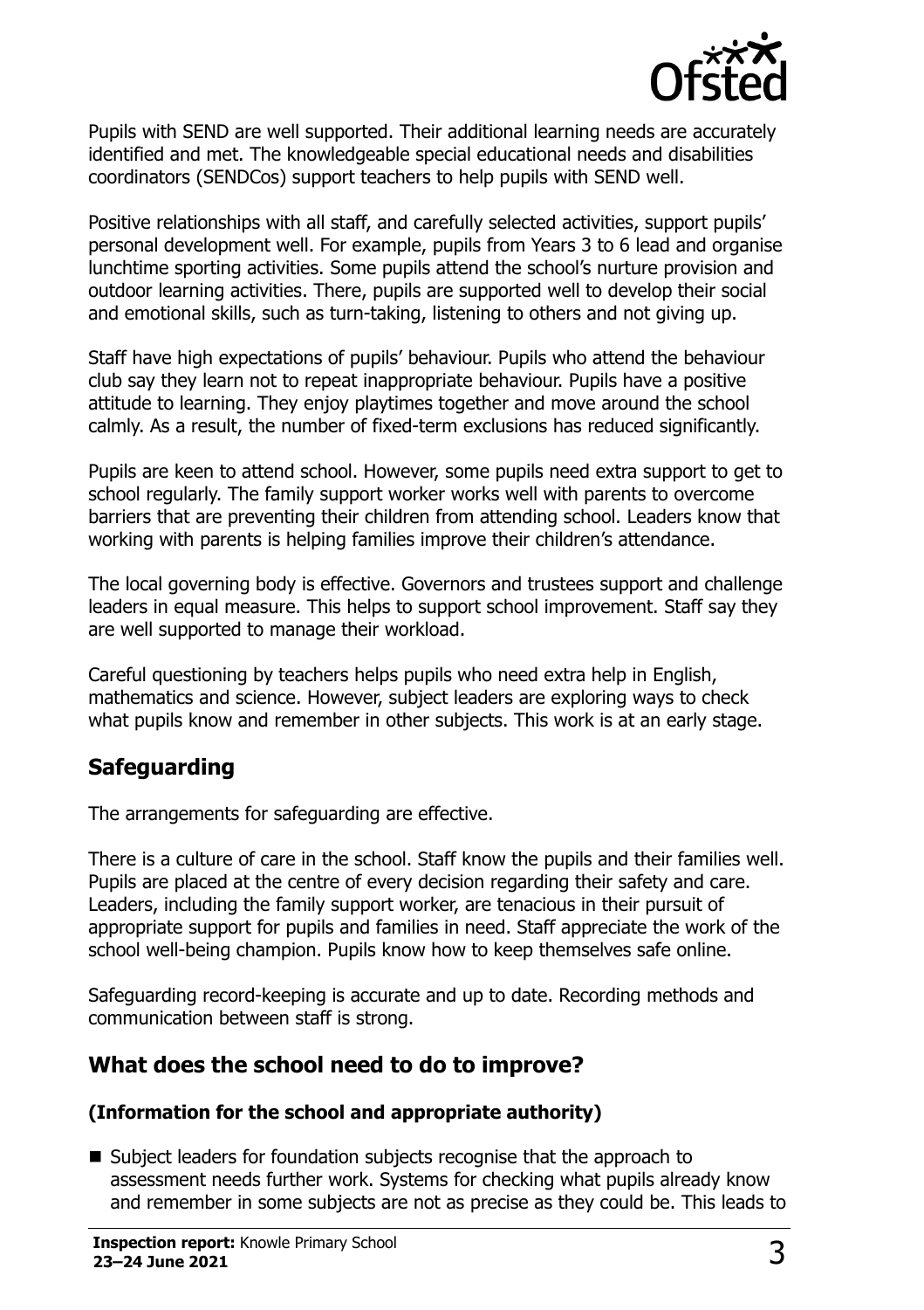Pupils with SEND are well supported. Their additional learning needs are accurately identified and met. The knowledgeable special educational needs and disabilities coordinators (SENDCos) support teachers to help pupils with SEND well.

Positive relationships with all staff, and carefully selected activities, support pupils' personal development well. For example, pupils from Years 3 to 6 lead and organise lunchtime sporting activities. Some pupils attend the school's nurture provision and outdoor learning activities. There, pupils are supported well to develop their social and emotional skills, such as turn-taking, listening to others and not giving up.

Staff have high expectations of pupils' behaviour. Pupils who attend the behaviour club say they learn not to repeat inappropriate behaviour. Pupils have a positive attitude to learning. They enjoy playtimes together and move around the school calmly. As a result, the number of fixed-term exclusions has reduced significantly.

Pupils are keen to attend school. However, some pupils need extra support to get to school regularly. The family support worker works well with parents to overcome barriers that are preventing their children from attending school. Leaders know that working with parents is helping families improve their children's attendance.

The local governing body is effective. Governors and trustees support and challenge leaders in equal measure. This helps to support school improvement. Staff say they are well supported to manage their workload.

Careful questioning by teachers helps pupils who need extra help in English, mathematics and science. However, subject leaders are exploring ways to check what pupils know and remember in other subjects. This work is at an early stage.

## Safeguarding

The arrangements for safeguarding are effective.

There is a culture of care in the school. Staff know the pupils and their families well. Pupils are placed at the centre of every decision regarding their safety and care. Leaders, including the family support worker, are tenacious in their pursuit of appropriate support for pupils and families in need. Staff appreciate the work of the school well-being champion. Pupils know how to keep themselves safe online.

Safeguarding record-keeping is accurate and up to date. Recording methods and communication between staff is strong.

## What does the school need to do to improve?

### (Information for the school and appropriate authority)

- Subject leaders for foundation subjects recognise that the approach to assessment needs further work. Systems for checking what pupils already know and remember in some subjects are not as precise as they could be. This leads to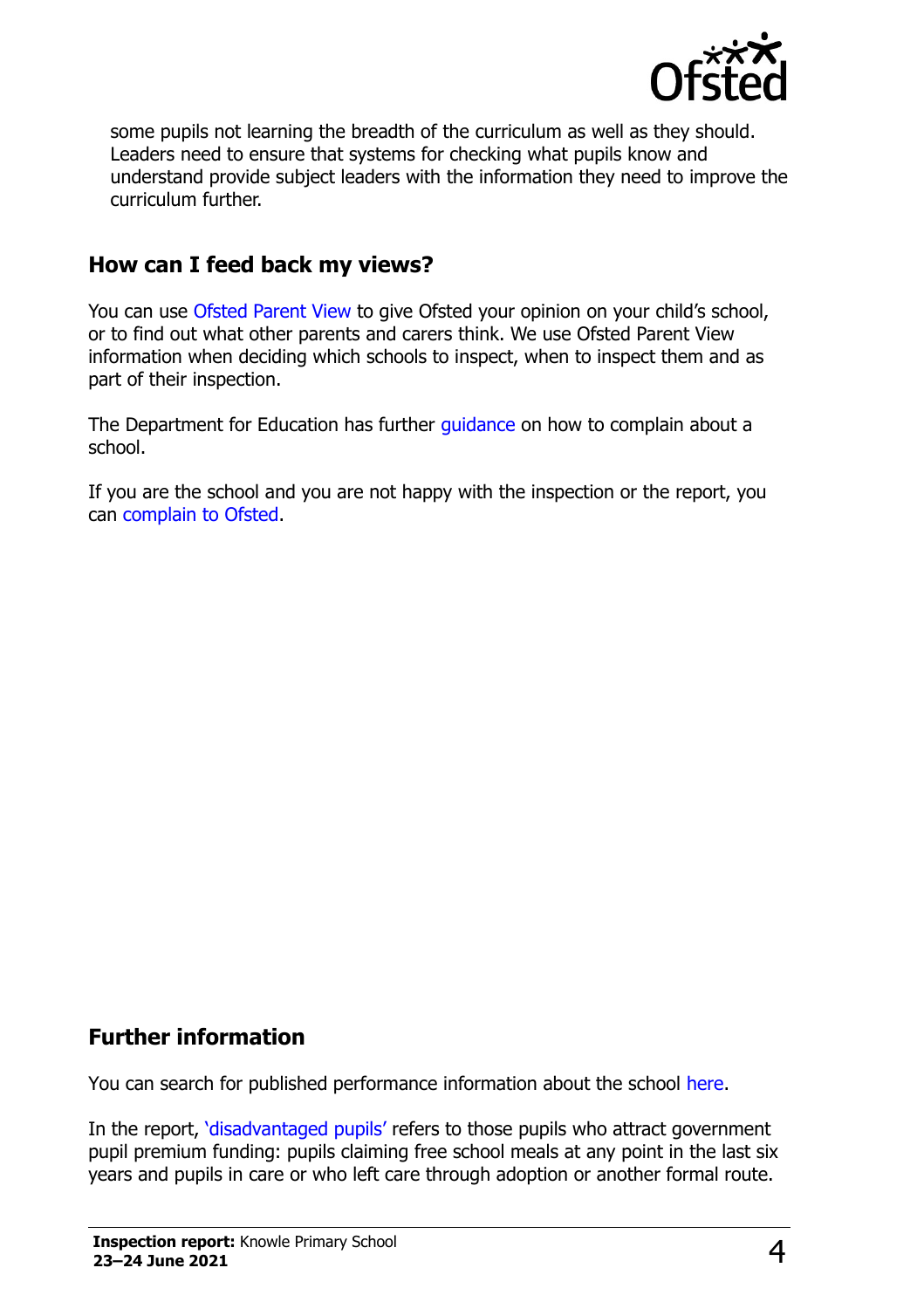some pupils not learning the breadth of the curriculum as well as they should. Leaders need to ensure that systems for checking what pupils know and understand provide subject leaders with the information they need to improve the curriculum further.

## How can I feed back my views?

You can use Ofsted Parent View to give Ofsted your opinion on your child's school, or to find out what other parents and carers think. We use Ofsted Parent View information when deciding which schools to inspect, when to inspect them and as part of their inspection.

The Department for Education has further guidance on how to complain about a school.

If you are the school and you are not happy with the inspection or the report, you can complain to Ofsted.

## Further information

You can search for published performance information about the school here.

In the report, 'disadvantaged pupils' refers to those pupils who attract government pupil premium funding: pupils claiming free school meals at any point in the last six years and pupils in care or who left care through adoption or another formal route.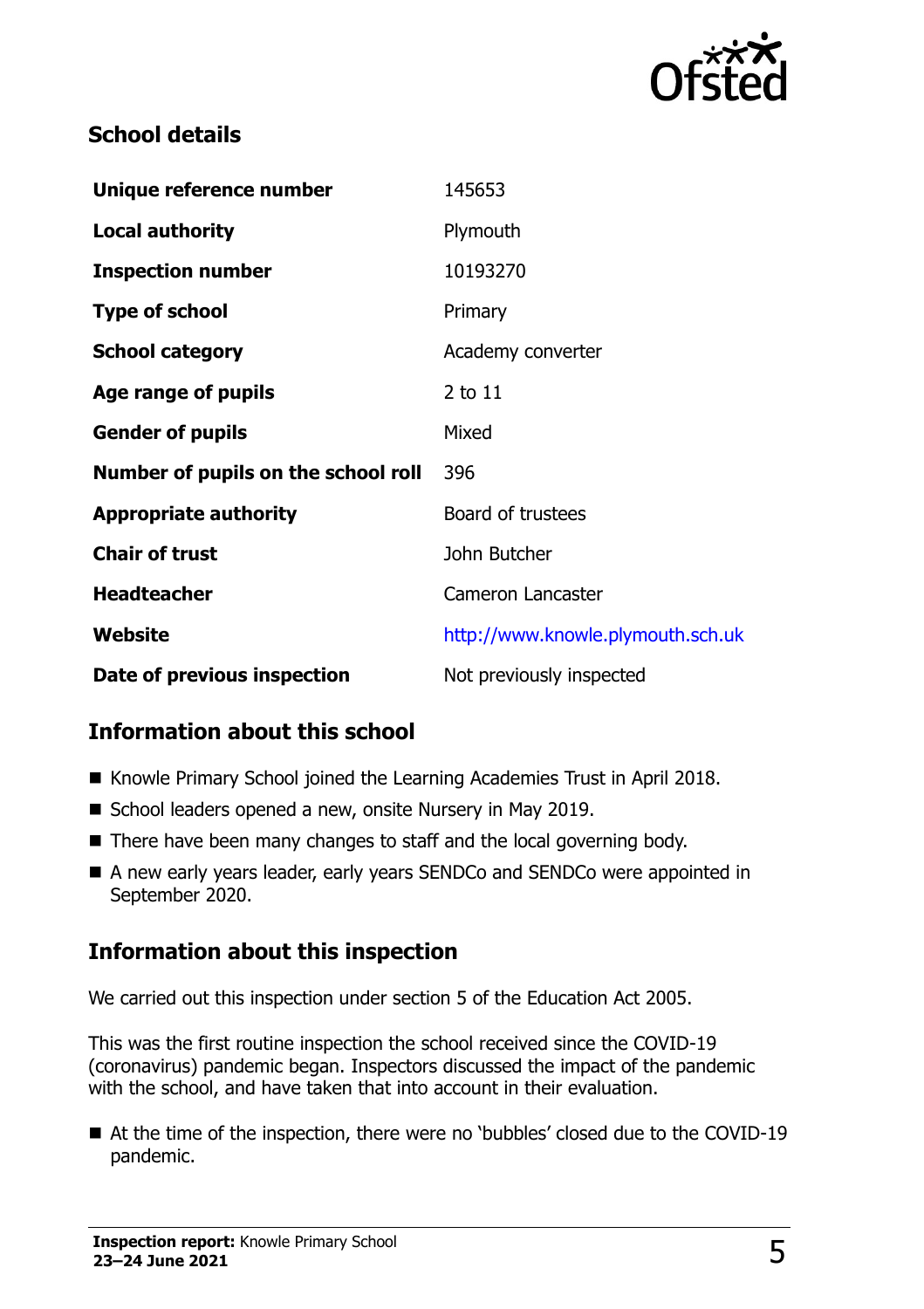## School details

| | |
|---|---|
| **Unique reference number** | 145653 |
| **Local authority** | Plymouth |
| **Inspection number** | 10193270 |
| **Type of school** | Primary |
| **School category** | Academy converter |
| **Age range of pupils** | 2 to 11 |
| **Gender of pupils** | Mixed |
| **Number of pupils on the school roll** | 396 |
| **Appropriate authority** | Board of trustees |
| **Chair of trust** | John Butcher |
| **Headteacher** | Cameron Lancaster |
| **Website** | http://www.knowle.plymouth.sch.uk |
| **Date of previous inspection** | Not previously inspected |

## Information about this school

- Knowle Primary School joined the Learning Academies Trust in April 2018.
- School leaders opened a new, onsite Nursery in May 2019.
- There have been many changes to staff and the local governing body.
- A new early years leader, early years SENDCo and SENDCo were appointed in September 2020.

## Information about this inspection

We carried out this inspection under section 5 of the Education Act 2005.

This was the first routine inspection the school received since the COVID-19 (coronavirus) pandemic began. Inspectors discussed the impact of the pandemic with the school, and have taken that into account in their evaluation.

- At the time of the inspection, there were no 'bubbles' closed due to the COVID-19 pandemic.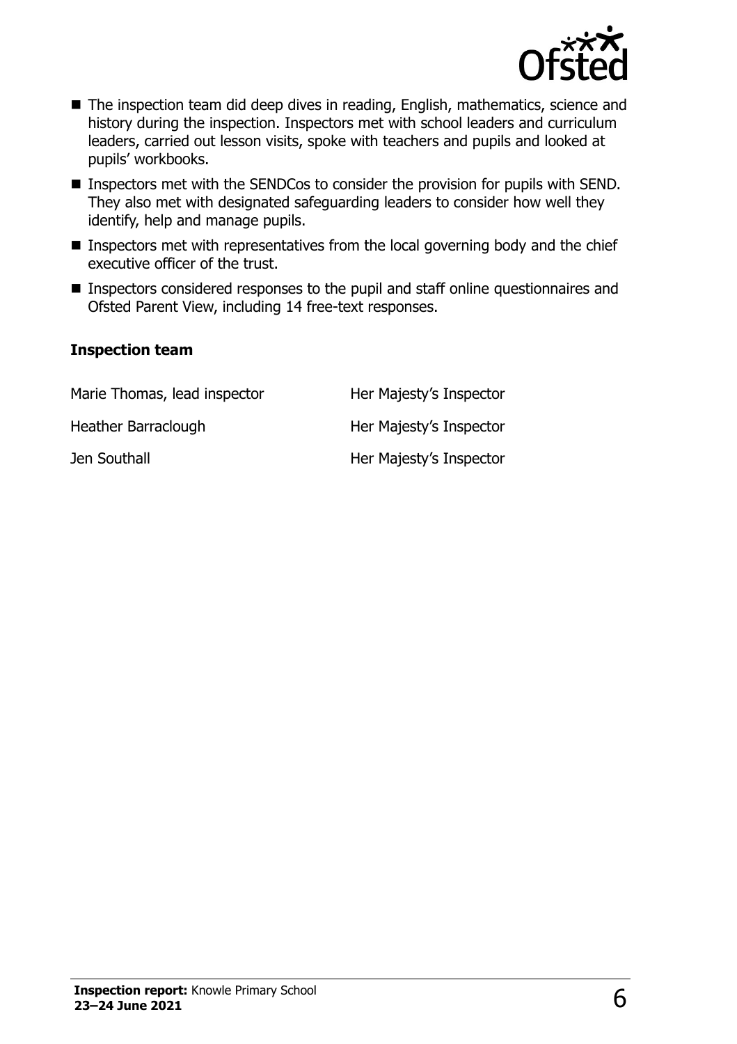- The inspection team did deep dives in reading, English, mathematics, science and history during the inspection. Inspectors met with school leaders and curriculum leaders, carried out lesson visits, spoke with teachers and pupils and looked at pupils' workbooks.
- Inspectors met with the SENDCos to consider the provision for pupils with SEND. They also met with designated safeguarding leaders to consider how well they identify, help and manage pupils.
- Inspectors met with representatives from the local governing body and the chief executive officer of the trust.
- Inspectors considered responses to the pupil and staff online questionnaires and Ofsted Parent View, including 14 free-text responses.

### Inspection team

| | |
|---|---|
| Marie Thomas, lead inspector | Her Majesty's Inspector |
| Heather Barraclough | Her Majesty's Inspector |
| Jen Southall | Her Majesty's Inspector |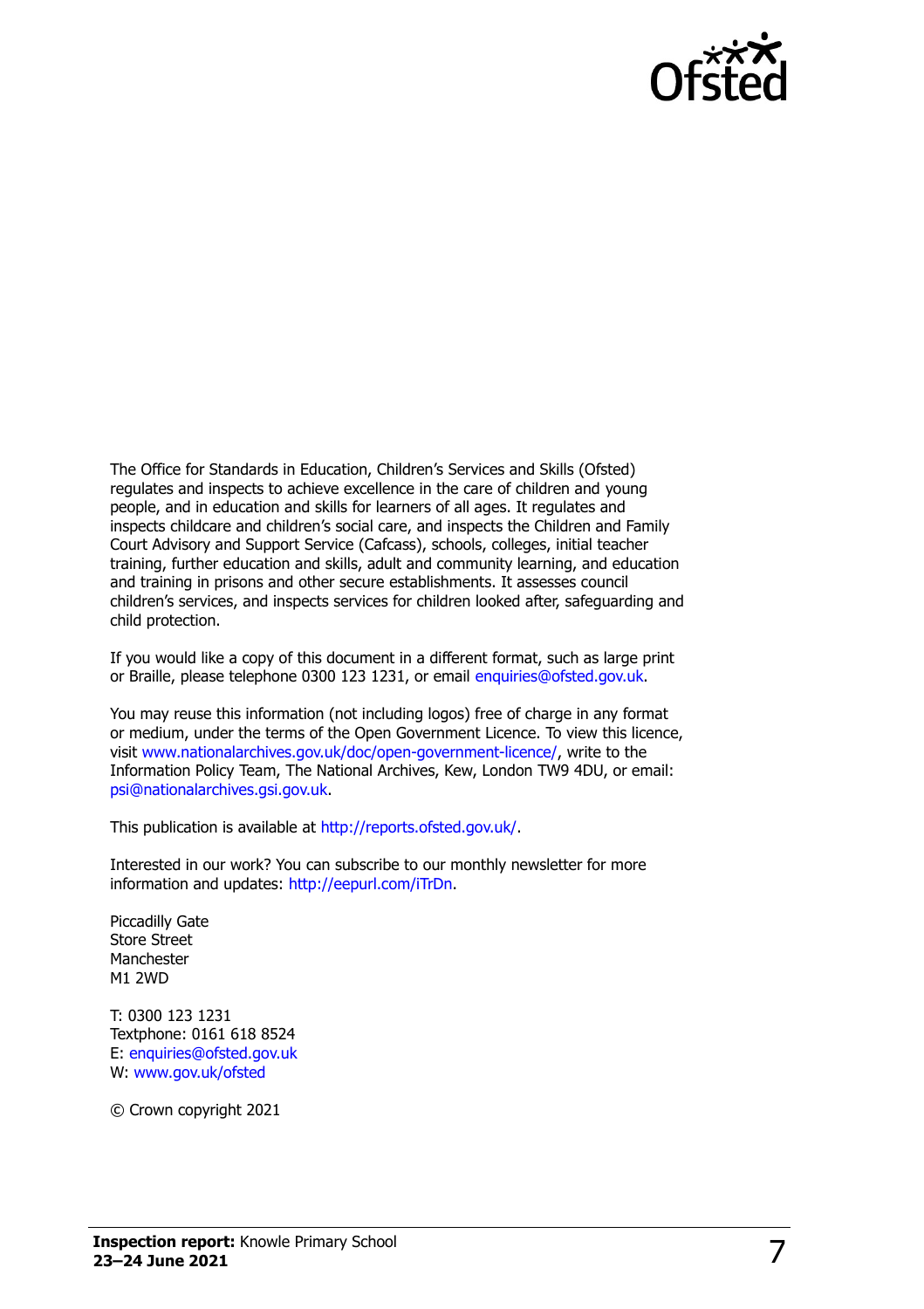The Office for Standards in Education, Children's Services and Skills (Ofsted) regulates and inspects to achieve excellence in the care of children and young people, and in education and skills for learners of all ages. It regulates and inspects childcare and children's social care, and inspects the Children and Family Court Advisory and Support Service (Cafcass), schools, colleges, initial teacher training, further education and skills, adult and community learning, and education and training in prisons and other secure establishments. It assesses council children's services, and inspects services for children looked after, safeguarding and child protection.

If you would like a copy of this document in a different format, such as large print or Braille, please telephone 0300 123 1231, or email enquiries@ofsted.gov.uk.

You may reuse this information (not including logos) free of charge in any format or medium, under the terms of the Open Government Licence. To view this licence, visit www.nationalarchives.gov.uk/doc/open-government-licence/, write to the Information Policy Team, The National Archives, Kew, London TW9 4DU, or email: psi@nationalarchives.gsi.gov.uk.

This publication is available at http://reports.ofsted.gov.uk/.

Interested in our work? You can subscribe to our monthly newsletter for more information and updates: http://eepurl.com/iTrDn.

Piccadilly Gate
Store Street
Manchester
M1 2WD

T: 0300 123 1231
Textphone: 0161 618 8524
E: enquiries@ofsted.gov.uk
W: www.gov.uk/ofsted

© Crown copyright 2021